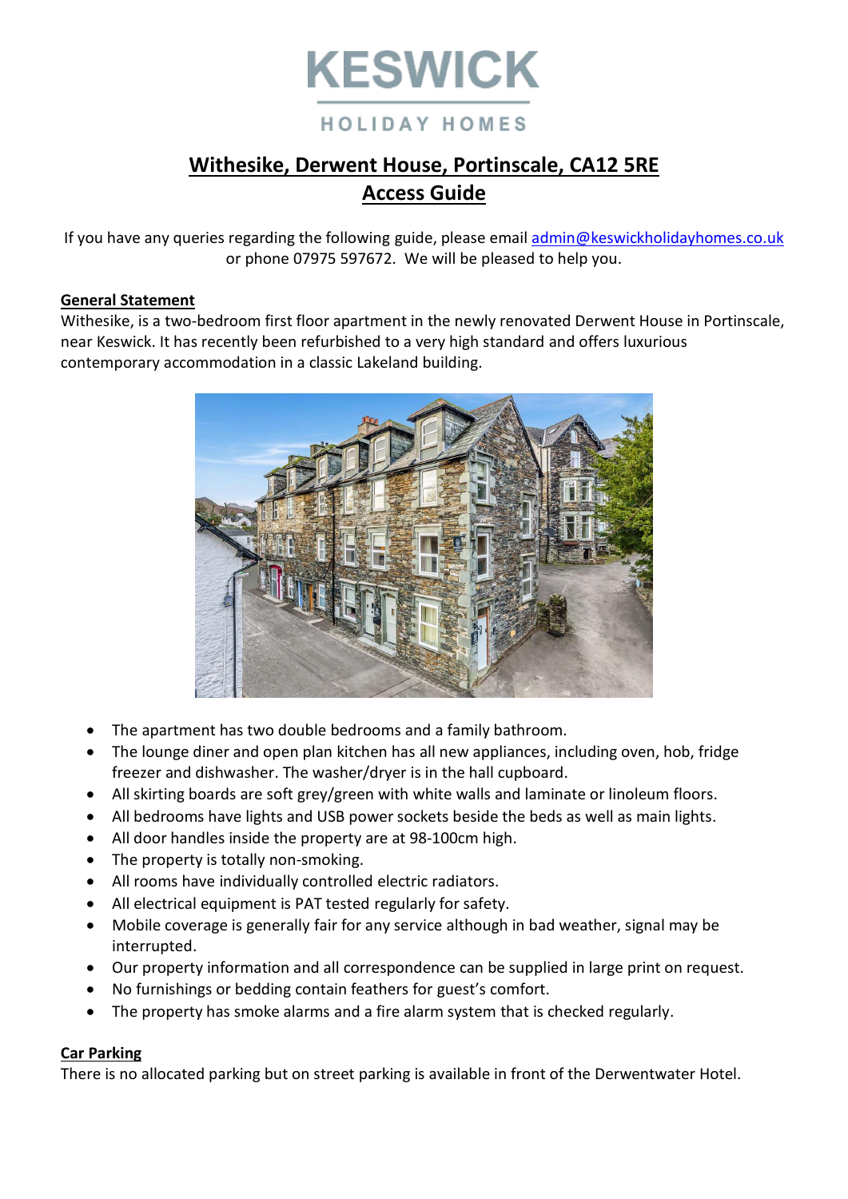# KESWICK
HOLIDAY HOMES

## Withesike, Derwent House, Portinscale, CA12 5RE
## Access Guide

If you have any queries regarding the following guide, please email admin@keswickholidayhomes.co.uk or phone 07975 597672. We will be pleased to help you.

### General Statement

Withesike, is a two-bedroom first floor apartment in the newly renovated Derwent House in Portinscale, near Keswick. It has recently been refurbished to a very high standard and offers luxurious contemporary accommodation in a classic Lakeland building.

- The apartment has two double bedrooms and a family bathroom.
- The lounge diner and open plan kitchen has all new appliances, including oven, hob, fridge freezer and dishwasher. The washer/dryer is in the hall cupboard.
- All skirting boards are soft grey/green with white walls and laminate or linoleum floors.
- All bedrooms have lights and USB power sockets beside the beds as well as main lights.
- All door handles inside the property are at 98-100cm high.
- The property is totally non-smoking.
- All rooms have individually controlled electric radiators.
- All electrical equipment is PAT tested regularly for safety.
- Mobile coverage is generally fair for any service although in bad weather, signal may be interrupted.
- Our property information and all correspondence can be supplied in large print on request.
- No furnishings or bedding contain feathers for guest's comfort.
- The property has smoke alarms and a fire alarm system that is checked regularly.

### Car Parking

There is no allocated parking but on street parking is available in front of the Derwentwater Hotel.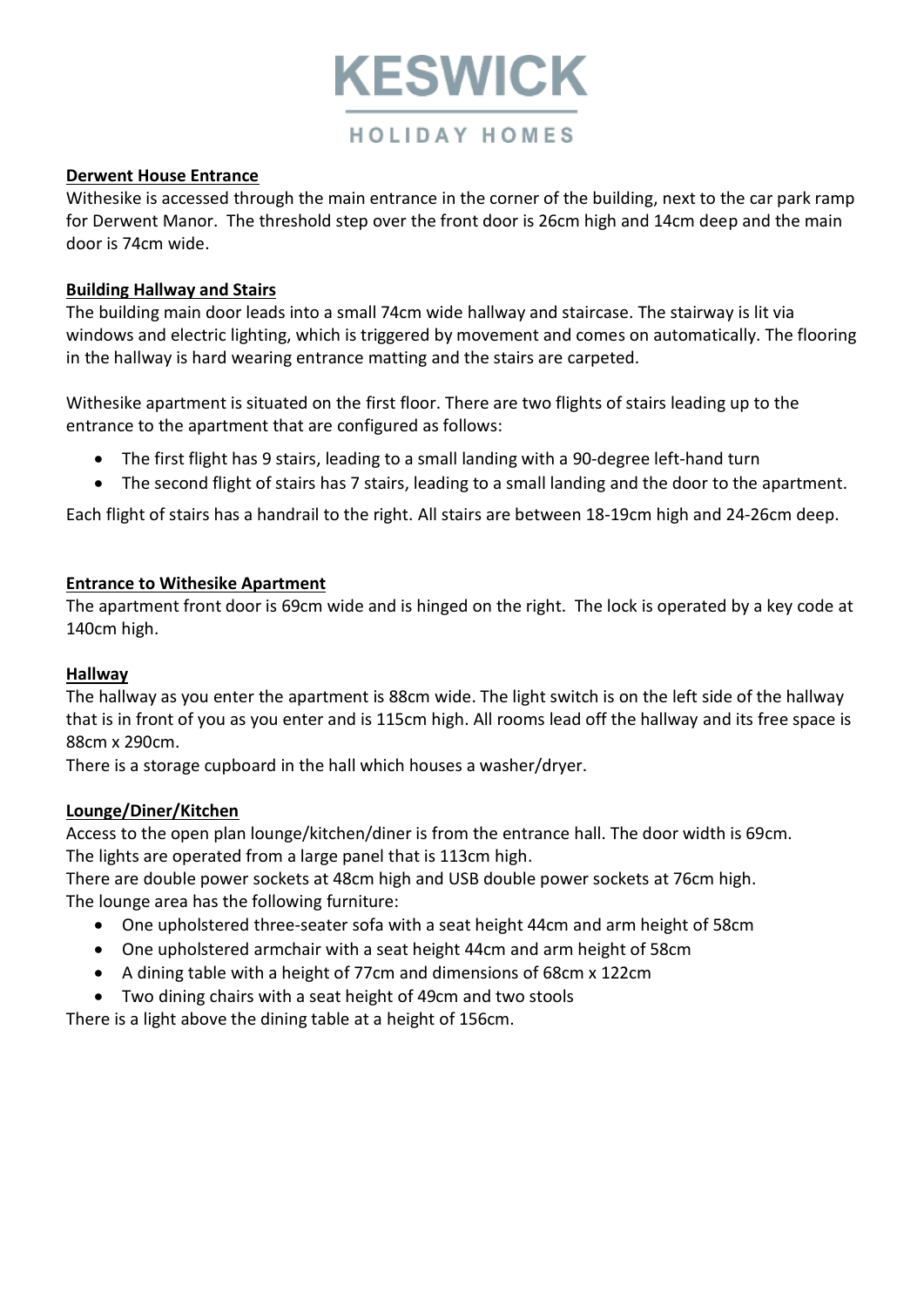**Derwent House Entrance**

Withesike is accessed through the main entrance in the corner of the building, next to the car park ramp for Derwent Manor. The threshold step over the front door is 26cm high and 14cm deep and the main door is 74cm wide.

**Building Hallway and Stairs**

The building main door leads into a small 74cm wide hallway and staircase. The stairway is lit via windows and electric lighting, which is triggered by movement and comes on automatically. The flooring in the hallway is hard wearing entrance matting and the stairs are carpeted.

Withesike apartment is situated on the first floor. There are two flights of stairs leading up to the entrance to the apartment that are configured as follows:

- The first flight has 9 stairs, leading to a small landing with a 90-degree left-hand turn
- The second flight of stairs has 7 stairs, leading to a small landing and the door to the apartment.

Each flight of stairs has a handrail to the right. All stairs are between 18-19cm high and 24-26cm deep.

**Entrance to Withesike Apartment**

The apartment front door is 69cm wide and is hinged on the right. The lock is operated by a key code at 140cm high.

**Hallway**

The hallway as you enter the apartment is 88cm wide. The light switch is on the left side of the hallway that is in front of you as you enter and is 115cm high. All rooms lead off the hallway and its free space is 88cm x 290cm.

There is a storage cupboard in the hall which houses a washer/dryer.

**Lounge/Diner/Kitchen**

Access to the open plan lounge/kitchen/diner is from the entrance hall. The door width is 69cm.

The lights are operated from a large panel that is 113cm high.

There are double power sockets at 48cm high and USB double power sockets at 76cm high.

The lounge area has the following furniture:

- One upholstered three-seater sofa with a seat height 44cm and arm height of 58cm
- One upholstered armchair with a seat height 44cm and arm height of 58cm
- A dining table with a height of 77cm and dimensions of 68cm x 122cm
- Two dining chairs with a seat height of 49cm and two stools

There is a light above the dining table at a height of 156cm.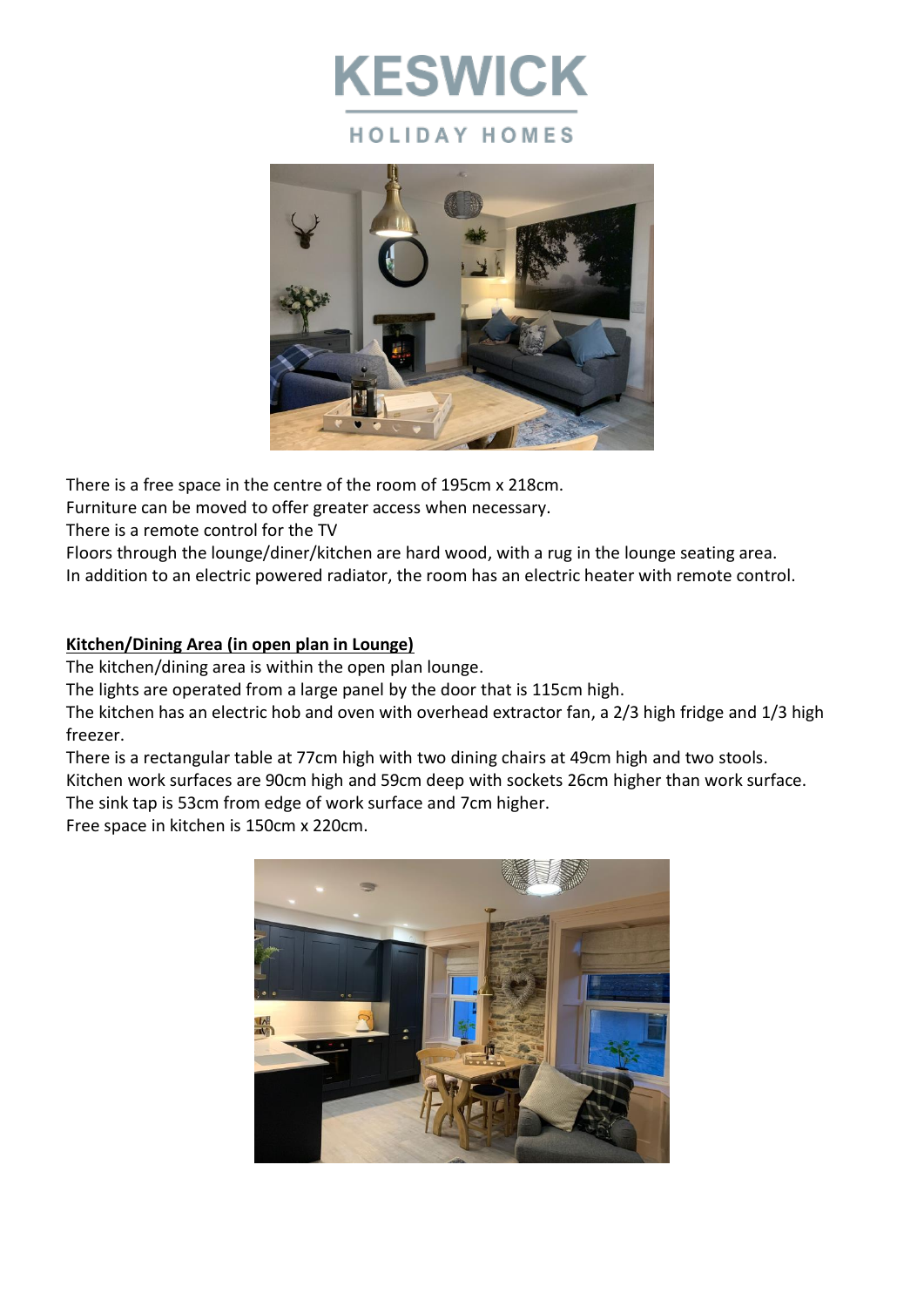There is a free space in the centre of the room of 195cm x 218cm.
Furniture can be moved to offer greater access when necessary.
There is a remote control for the TV
Floors through the lounge/diner/kitchen are hard wood, with a rug in the lounge seating area.
In addition to an electric powered radiator, the room has an electric heater with remote control.

**Kitchen/Dining Area (in open plan in Lounge)**

The kitchen/dining area is within the open plan lounge.
The lights are operated from a large panel by the door that is 115cm high.
The kitchen has an electric hob and oven with overhead extractor fan, a 2/3 high fridge and 1/3 high freezer.
There is a rectangular table at 77cm high with two dining chairs at 49cm high and two stools.
Kitchen work surfaces are 90cm high and 59cm deep with sockets 26cm higher than work surface.
The sink tap is 53cm from edge of work surface and 7cm higher.
Free space in kitchen is 150cm x 220cm.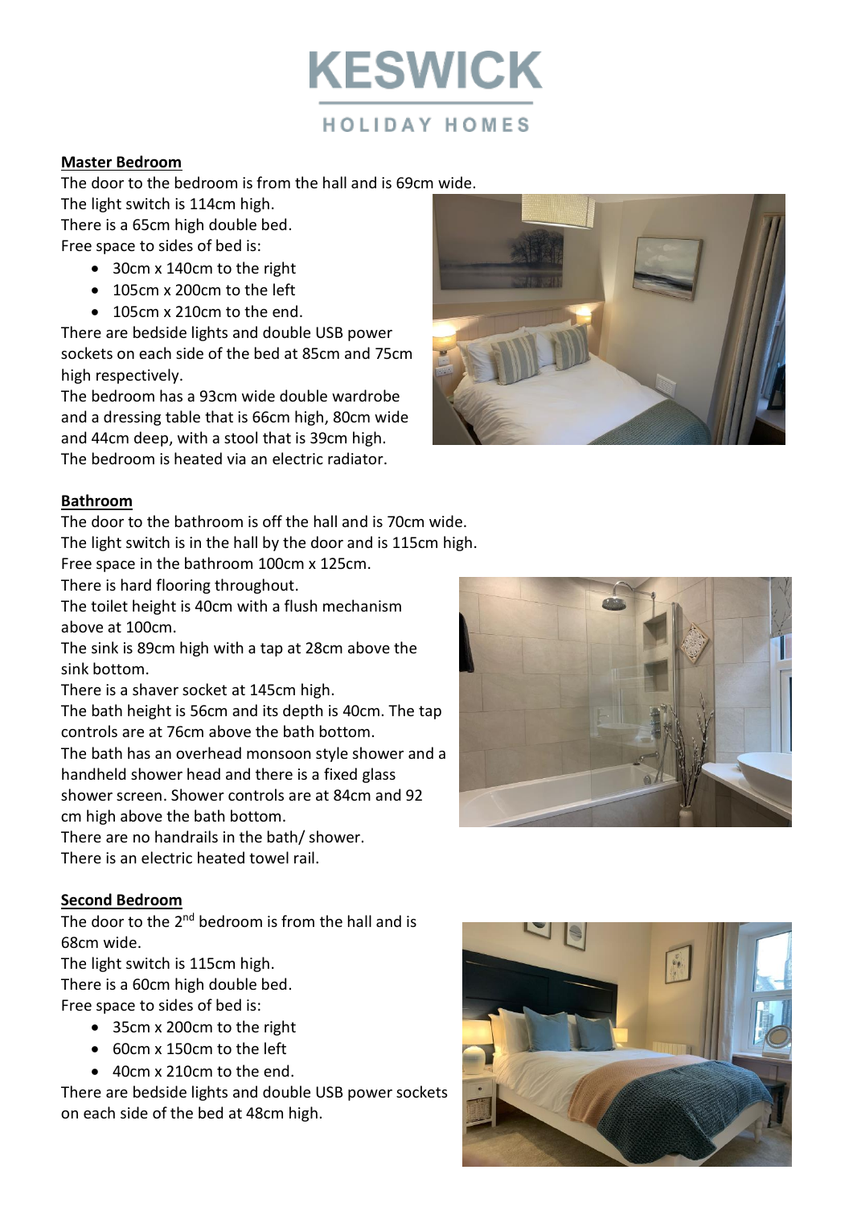# KESWICK HOLIDAY HOMES

**Master Bedroom**

The door to the bedroom is from the hall and is 69cm wide.
The light switch is 114cm high.
There is a 65cm high double bed.
Free space to sides of bed is:

- 30cm x 140cm to the right
- 105cm x 200cm to the left
- 105cm x 210cm to the end.

There are bedside lights and double USB power sockets on each side of the bed at 85cm and 75cm high respectively.
The bedroom has a 93cm wide double wardrobe and a dressing table that is 66cm high, 80cm wide and 44cm deep, with a stool that is 39cm high.
The bedroom is heated via an electric radiator.

**Bathroom**

The door to the bathroom is off the hall and is 70cm wide.
The light switch is in the hall by the door and is 115cm high.
Free space in the bathroom 100cm x 125cm.
There is hard flooring throughout.
The toilet height is 40cm with a flush mechanism above at 100cm.
The sink is 89cm high with a tap at 28cm above the sink bottom.
There is a shaver socket at 145cm high.
The bath height is 56cm and its depth is 40cm. The tap controls are at 76cm above the bath bottom.
The bath has an overhead monsoon style shower and a handheld shower head and there is a fixed glass shower screen. Shower controls are at 84cm and 92 cm high above the bath bottom.
There are no handrails in the bath/ shower.
There is an electric heated towel rail.

**Second Bedroom**

The door to the 2nd bedroom is from the hall and is 68cm wide.
The light switch is 115cm high.
There is a 60cm high double bed.
Free space to sides of bed is:

- 35cm x 200cm to the right
- 60cm x 150cm to the left
- 40cm x 210cm to the end.

There are bedside lights and double USB power sockets on each side of the bed at 48cm high.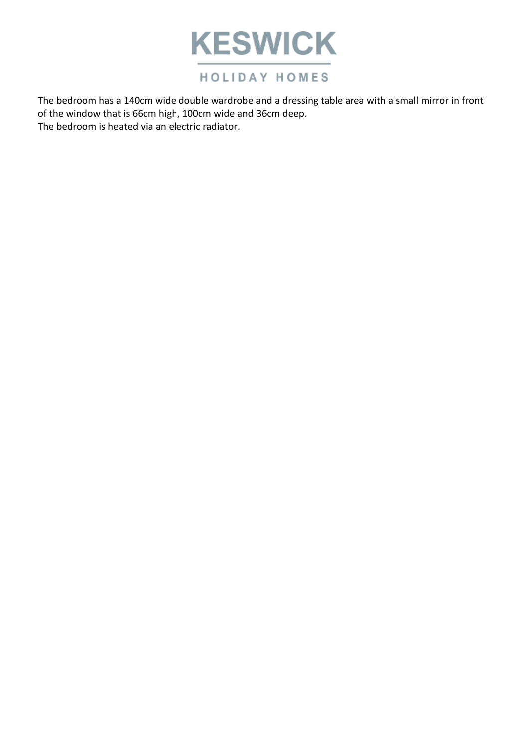The bedroom has a 140cm wide double wardrobe and a dressing table area with a small mirror in front of the window that is 66cm high, 100cm wide and 36cm deep.
The bedroom is heated via an electric radiator.